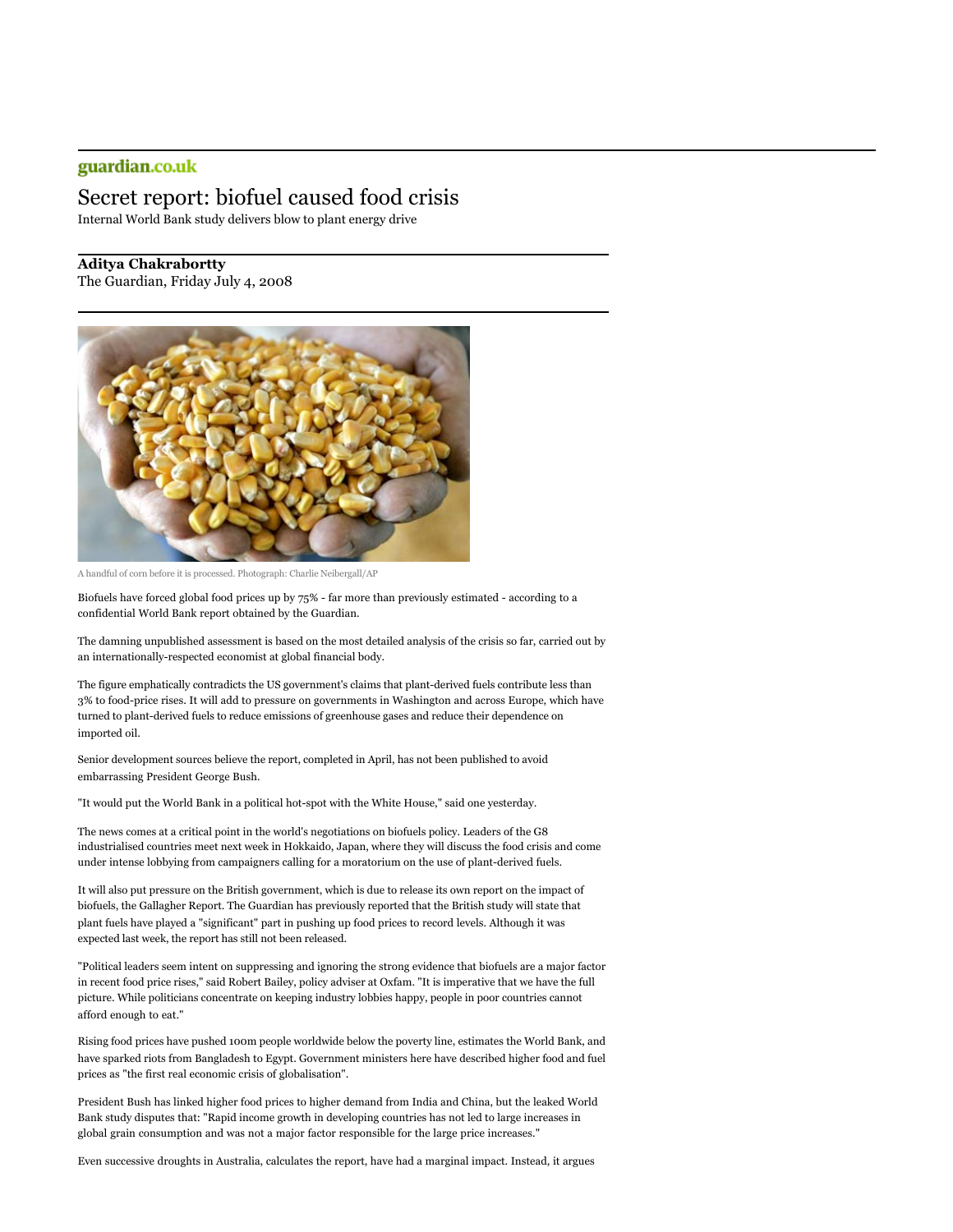guardian.co.uk

# Secret report: biofuel caused food crisis

Internal World Bank study delivers blow to plant energy drive

**Aditya Chakrabortty**
The Guardian, Friday July 4, 2008

A handful of corn before it is processed. Photograph: Charlie Neibergall/AP

Biofuels have forced global food prices up by 75% - far more than previously estimated - according to a confidential World Bank report obtained by the Guardian.

The damning unpublished assessment is based on the most detailed analysis of the crisis so far, carried out by an internationally-respected economist at global financial body.

The figure emphatically contradicts the US government's claims that plant-derived fuels contribute less than 3% to food-price rises. It will add to pressure on governments in Washington and across Europe, which have turned to plant-derived fuels to reduce emissions of greenhouse gases and reduce their dependence on imported oil.

Senior development sources believe the report, completed in April, has not been published to avoid embarrassing President George Bush.

"It would put the World Bank in a political hot-spot with the White House," said one yesterday.

The news comes at a critical point in the world's negotiations on biofuels policy. Leaders of the G8 industrialised countries meet next week in Hokkaido, Japan, where they will discuss the food crisis and come under intense lobbying from campaigners calling for a moratorium on the use of plant-derived fuels.

It will also put pressure on the British government, which is due to release its own report on the impact of biofuels, the Gallagher Report. The Guardian has previously reported that the British study will state that plant fuels have played a "significant" part in pushing up food prices to record levels. Although it was expected last week, the report has still not been released.

"Political leaders seem intent on suppressing and ignoring the strong evidence that biofuels are a major factor in recent food price rises," said Robert Bailey, policy adviser at Oxfam. "It is imperative that we have the full picture. While politicians concentrate on keeping industry lobbies happy, people in poor countries cannot afford enough to eat."

Rising food prices have pushed 100m people worldwide below the poverty line, estimates the World Bank, and have sparked riots from Bangladesh to Egypt. Government ministers here have described higher food and fuel prices as "the first real economic crisis of globalisation".

President Bush has linked higher food prices to higher demand from India and China, but the leaked World Bank study disputes that: "Rapid income growth in developing countries has not led to large increases in global grain consumption and was not a major factor responsible for the large price increases."

Even successive droughts in Australia, calculates the report, have had a marginal impact. Instead, it argues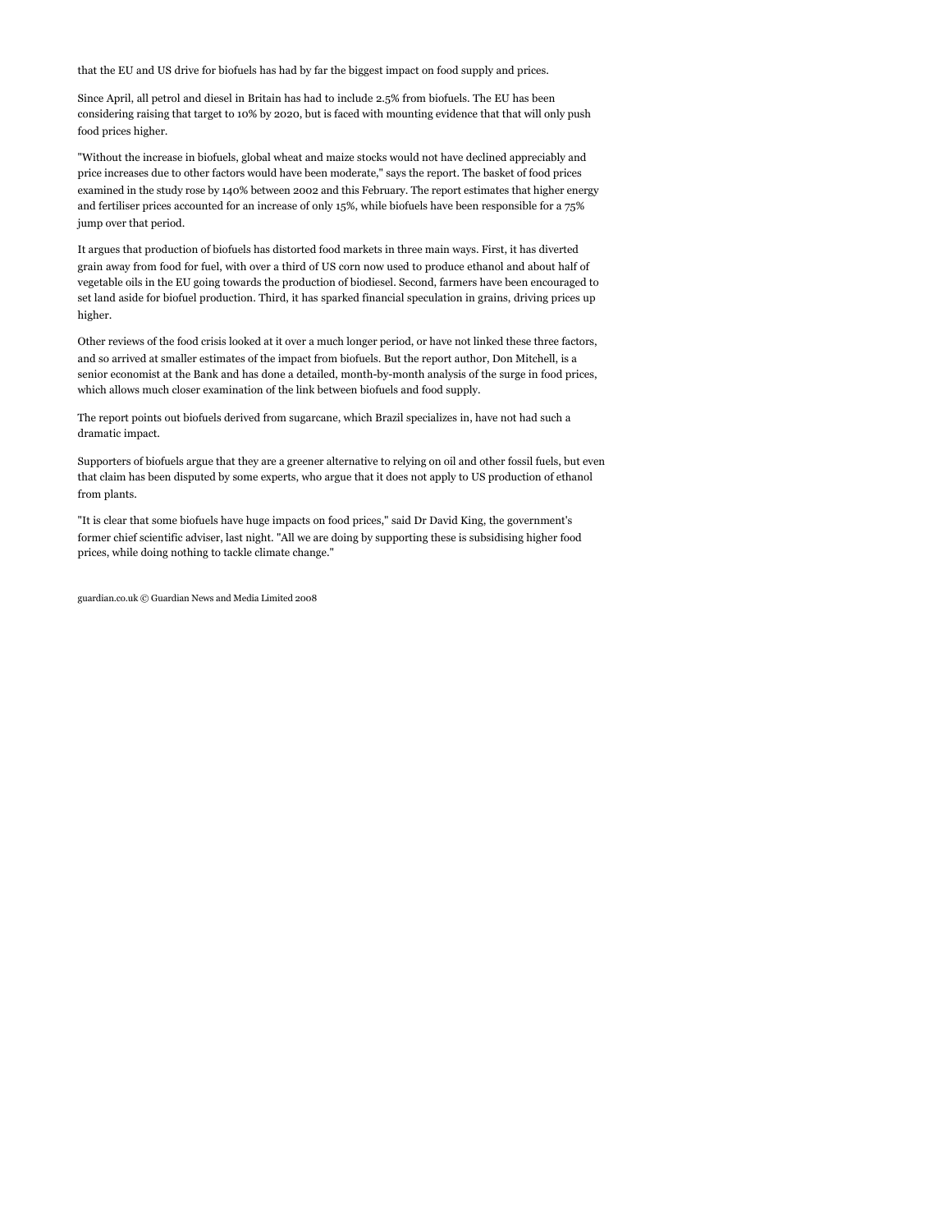that the EU and US drive for biofuels has had by far the biggest impact on food supply and prices.

Since April, all petrol and diesel in Britain has had to include 2.5% from biofuels. The EU has been considering raising that target to 10% by 2020, but is faced with mounting evidence that that will only push food prices higher.

"Without the increase in biofuels, global wheat and maize stocks would not have declined appreciably and price increases due to other factors would have been moderate," says the report. The basket of food prices examined in the study rose by 140% between 2002 and this February. The report estimates that higher energy and fertiliser prices accounted for an increase of only 15%, while biofuels have been responsible for a 75% jump over that period.

It argues that production of biofuels has distorted food markets in three main ways. First, it has diverted grain away from food for fuel, with over a third of US corn now used to produce ethanol and about half of vegetable oils in the EU going towards the production of biodiesel. Second, farmers have been encouraged to set land aside for biofuel production. Third, it has sparked financial speculation in grains, driving prices up higher.

Other reviews of the food crisis looked at it over a much longer period, or have not linked these three factors, and so arrived at smaller estimates of the impact from biofuels. But the report author, Don Mitchell, is a senior economist at the Bank and has done a detailed, month-by-month analysis of the surge in food prices, which allows much closer examination of the link between biofuels and food supply.

The report points out biofuels derived from sugarcane, which Brazil specializes in, have not had such a dramatic impact.

Supporters of biofuels argue that they are a greener alternative to relying on oil and other fossil fuels, but even that claim has been disputed by some experts, who argue that it does not apply to US production of ethanol from plants.

"It is clear that some biofuels have huge impacts on food prices," said Dr David King, the government's former chief scientific adviser, last night. "All we are doing by supporting these is subsidising higher food prices, while doing nothing to tackle climate change."

guardian.co.uk © Guardian News and Media Limited 2008